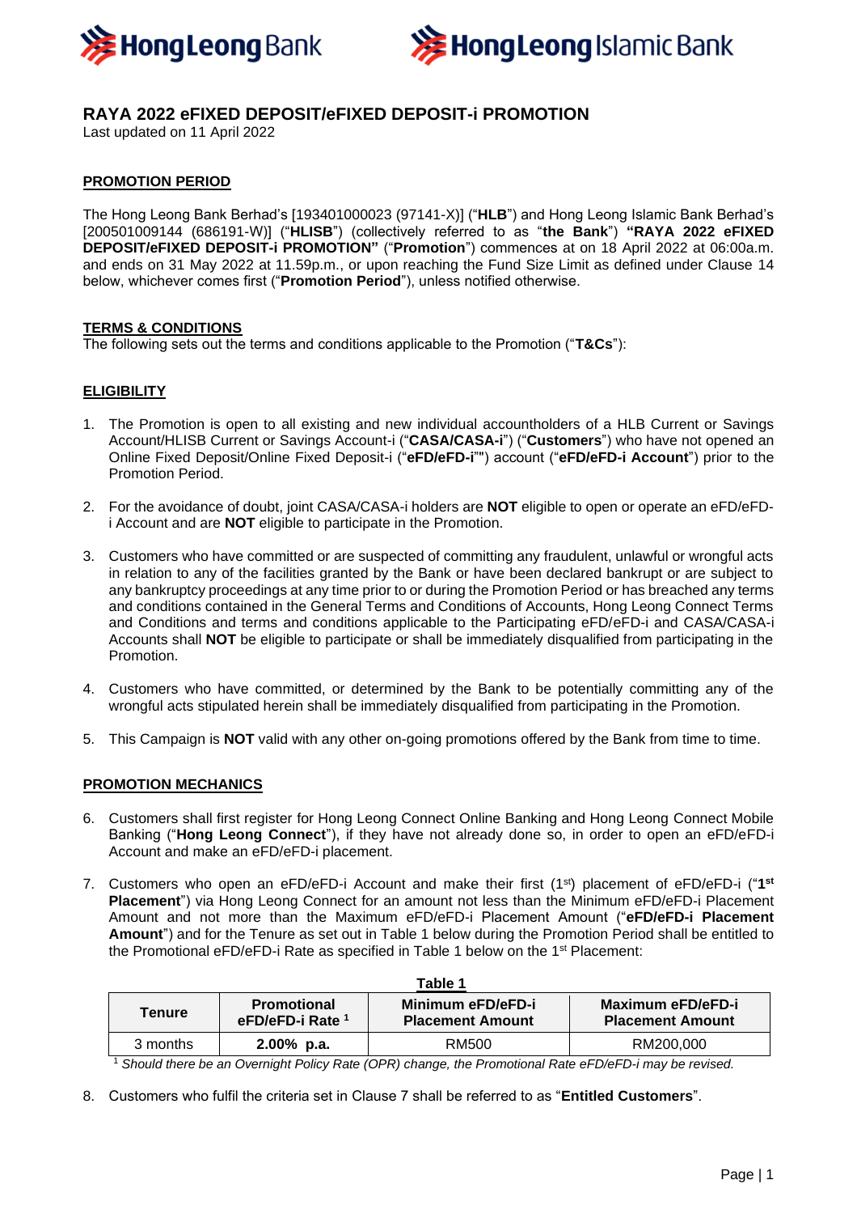HongLeong Bank HongLeong Islamic Bank

# RAYA 2022 eFIXED DEPOSIT/eFIXED DEPOSIT-i PROMOTION

Last updated on 11 April 2022

## PROMOTION PERIOD

The Hong Leong Bank Berhad's [193401000023 (97141-X)] ("**HLB**") and Hong Leong Islamic Bank Berhad's [200501009144 (686191-W)] ("**HLISB**") (collectively referred to as "**the Bank**") **"RAYA 2022 eFIXED DEPOSIT/eFIXED DEPOSIT-i PROMOTION"** ("**Promotion**") commences at on 18 April 2022 at 06:00a.m. and ends on 31 May 2022 at 11.59p.m., or upon reaching the Fund Size Limit as defined under Clause 14 below, whichever comes first ("**Promotion Period**"), unless notified otherwise.

## TERMS & CONDITIONS

The following sets out the terms and conditions applicable to the Promotion ("**T&Cs**"):

## ELIGIBILITY

1. The Promotion is open to all existing and new individual accountholders of a HLB Current or Savings Account/HLISB Current or Savings Account-i ("**CASA/CASA-i**") ("**Customers**") who have not opened an Online Fixed Deposit/Online Fixed Deposit-i ("**eFD/eFD-i**"") account ("**eFD/eFD-i Account**") prior to the Promotion Period.

2. For the avoidance of doubt, joint CASA/CASA-i holders are **NOT** eligible to open or operate an eFD/eFD-i Account and are **NOT** eligible to participate in the Promotion.

3. Customers who have committed or are suspected of committing any fraudulent, unlawful or wrongful acts in relation to any of the facilities granted by the Bank or have been declared bankrupt or are subject to any bankruptcy proceedings at any time prior to or during the Promotion Period or has breached any terms and conditions contained in the General Terms and Conditions of Accounts, Hong Leong Connect Terms and Conditions and terms and conditions applicable to the Participating eFD/eFD-i and CASA/CASA-i Accounts shall **NOT** be eligible to participate or shall be immediately disqualified from participating in the Promotion.

4. Customers who have committed, or determined by the Bank to be potentially committing any of the wrongful acts stipulated herein shall be immediately disqualified from participating in the Promotion.

5. This Campaign is **NOT** valid with any other on-going promotions offered by the Bank from time to time.

## PROMOTION MECHANICS

6. Customers shall first register for Hong Leong Connect Online Banking and Hong Leong Connect Mobile Banking ("**Hong Leong Connect**"), if they have not already done so, in order to open an eFD/eFD-i Account and make an eFD/eFD-i placement.

7. Customers who open an eFD/eFD-i Account and make their first (1st) placement of eFD/eFD-i ("**1st Placement**") via Hong Leong Connect for an amount not less than the Minimum eFD/eFD-i Placement Amount and not more than the Maximum eFD/eFD-i Placement Amount ("**eFD/eFD-i Placement Amount**") and for the Tenure as set out in Table 1 below during the Promotion Period shall be entitled to the Promotional eFD/eFD-i Rate as specified in Table 1 below on the 1st Placement:

**Table 1**

| Tenure | Promotional eFD/eFD-i Rate [1] | Minimum eFD/eFD-i Placement Amount | Maximum eFD/eFD-i Placement Amount |
|---|---|---|---|
| 3 months | **2.00% p.a.** | RM500 | RM200,000 |

[1] *Should there be an Overnight Policy Rate (OPR) change, the Promotional Rate eFD/eFD-i may be revised.*

8. Customers who fulfil the criteria set in Clause 7 shall be referred to as "**Entitled Customers**".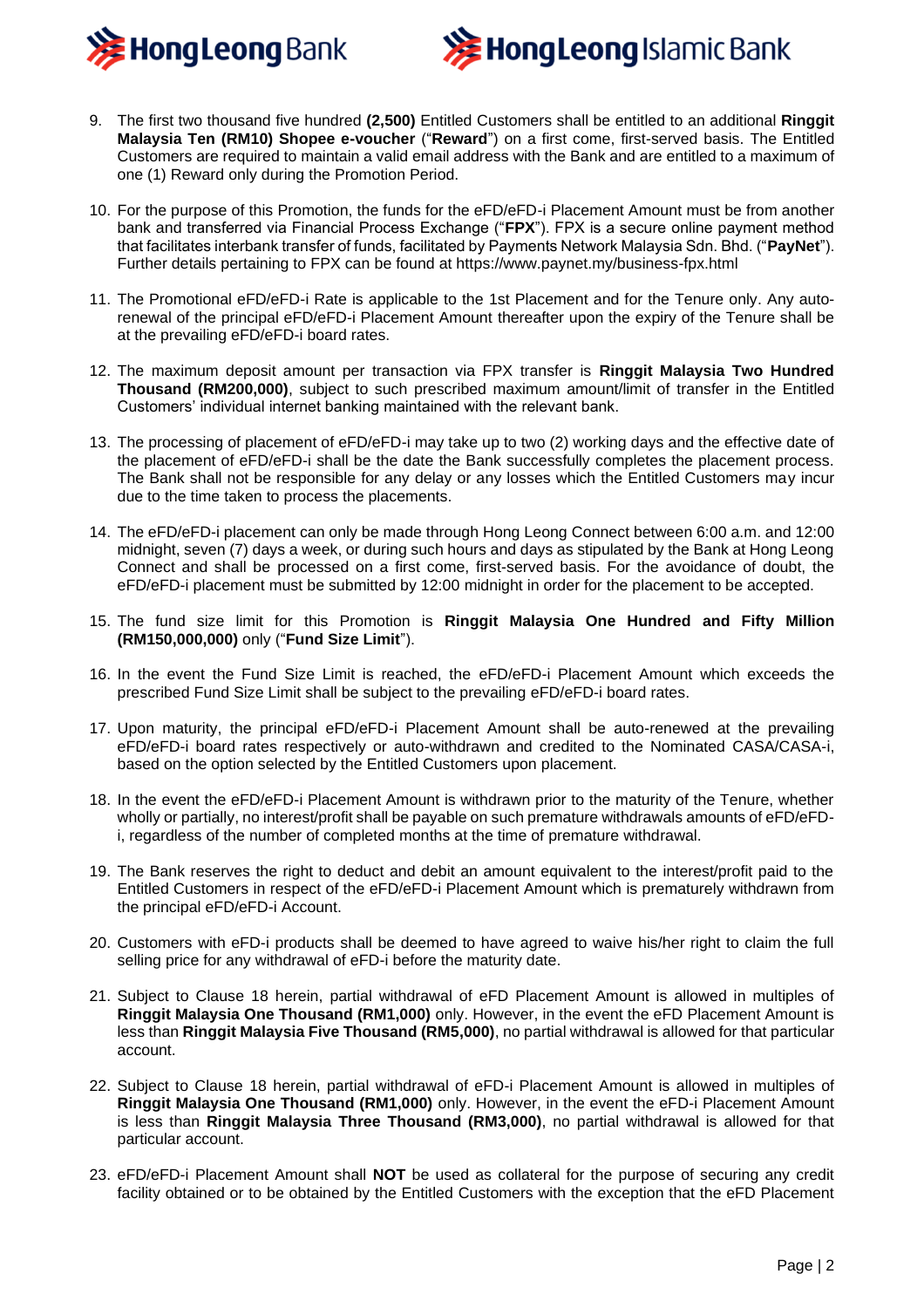9. The first two thousand five hundred **(2,500)** Entitled Customers shall be entitled to an additional **Ringgit Malaysia Ten (RM10) Shopee e-voucher** ("**Reward**") on a first come, first-served basis. The Entitled Customers are required to maintain a valid email address with the Bank and are entitled to a maximum of one (1) Reward only during the Promotion Period.

10. For the purpose of this Promotion, the funds for the eFD/eFD-i Placement Amount must be from another bank and transferred via Financial Process Exchange ("**FPX**"). FPX is a secure online payment method that facilitates interbank transfer of funds, facilitated by Payments Network Malaysia Sdn. Bhd. ("**PayNet**"). Further details pertaining to FPX can be found at https://www.paynet.my/business-fpx.html

11. The Promotional eFD/eFD-i Rate is applicable to the 1st Placement and for the Tenure only. Any auto-renewal of the principal eFD/eFD-i Placement Amount thereafter upon the expiry of the Tenure shall be at the prevailing eFD/eFD-i board rates.

12. The maximum deposit amount per transaction via FPX transfer is **Ringgit Malaysia Two Hundred Thousand (RM200,000)**, subject to such prescribed maximum amount/limit of transfer in the Entitled Customers' individual internet banking maintained with the relevant bank.

13. The processing of placement of eFD/eFD-i may take up to two (2) working days and the effective date of the placement of eFD/eFD-i shall be the date the Bank successfully completes the placement process. The Bank shall not be responsible for any delay or any losses which the Entitled Customers may incur due to the time taken to process the placements.

14. The eFD/eFD-i placement can only be made through Hong Leong Connect between 6:00 a.m. and 12:00 midnight, seven (7) days a week, or during such hours and days as stipulated by the Bank at Hong Leong Connect and shall be processed on a first come, first-served basis. For the avoidance of doubt, the eFD/eFD-i placement must be submitted by 12:00 midnight in order for the placement to be accepted.

15. The fund size limit for this Promotion is **Ringgit Malaysia One Hundred and Fifty Million (RM150,000,000)** only ("**Fund Size Limit**").

16. In the event the Fund Size Limit is reached, the eFD/eFD-i Placement Amount which exceeds the prescribed Fund Size Limit shall be subject to the prevailing eFD/eFD-i board rates.

17. Upon maturity, the principal eFD/eFD-i Placement Amount shall be auto-renewed at the prevailing eFD/eFD-i board rates respectively or auto-withdrawn and credited to the Nominated CASA/CASA-i, based on the option selected by the Entitled Customers upon placement.

18. In the event the eFD/eFD-i Placement Amount is withdrawn prior to the maturity of the Tenure, whether wholly or partially, no interest/profit shall be payable on such premature withdrawals amounts of eFD/eFD-i, regardless of the number of completed months at the time of premature withdrawal.

19. The Bank reserves the right to deduct and debit an amount equivalent to the interest/profit paid to the Entitled Customers in respect of the eFD/eFD-i Placement Amount which is prematurely withdrawn from the principal eFD/eFD-i Account.

20. Customers with eFD-i products shall be deemed to have agreed to waive his/her right to claim the full selling price for any withdrawal of eFD-i before the maturity date.

21. Subject to Clause 18 herein, partial withdrawal of eFD Placement Amount is allowed in multiples of **Ringgit Malaysia One Thousand (RM1,000)** only. However, in the event the eFD Placement Amount is less than **Ringgit Malaysia Five Thousand (RM5,000)**, no partial withdrawal is allowed for that particular account.

22. Subject to Clause 18 herein, partial withdrawal of eFD-i Placement Amount is allowed in multiples of **Ringgit Malaysia One Thousand (RM1,000)** only. However, in the event the eFD-i Placement Amount is less than **Ringgit Malaysia Three Thousand (RM3,000)**, no partial withdrawal is allowed for that particular account.

23. eFD/eFD-i Placement Amount shall **NOT** be used as collateral for the purpose of securing any credit facility obtained or to be obtained by the Entitled Customers with the exception that the eFD Placement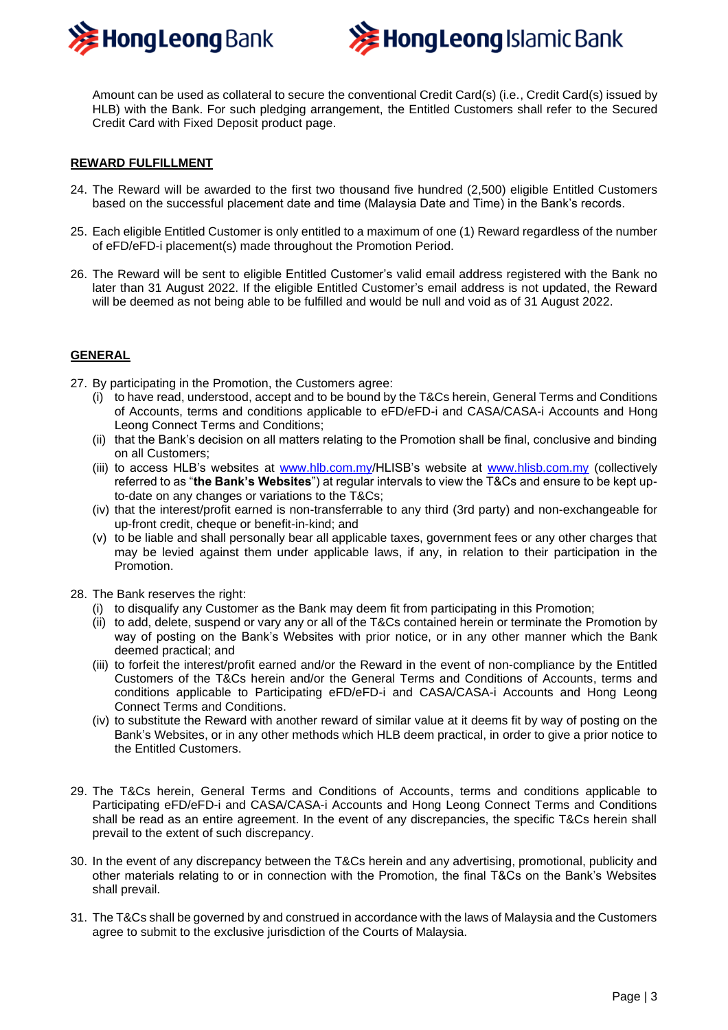Amount can be used as collateral to secure the conventional Credit Card(s) (i.e., Credit Card(s) issued by HLB) with the Bank. For such pledging arrangement, the Entitled Customers shall refer to the Secured Credit Card with Fixed Deposit product page.

**REWARD FULFILLMENT**

24. The Reward will be awarded to the first two thousand five hundred (2,500) eligible Entitled Customers based on the successful placement date and time (Malaysia Date and Time) in the Bank's records.

25. Each eligible Entitled Customer is only entitled to a maximum of one (1) Reward regardless of the number of eFD/eFD-i placement(s) made throughout the Promotion Period.

26. The Reward will be sent to eligible Entitled Customer's valid email address registered with the Bank no later than 31 August 2022. If the eligible Entitled Customer's email address is not updated, the Reward will be deemed as not being able to be fulfilled and would be null and void as of 31 August 2022.

**GENERAL**

27. By participating in the Promotion, the Customers agree:
    (i) to have read, understood, accept and to be bound by the T&Cs herein, General Terms and Conditions of Accounts, terms and conditions applicable to eFD/eFD-i and CASA/CASA-i Accounts and Hong Leong Connect Terms and Conditions;
    (ii) that the Bank's decision on all matters relating to the Promotion shall be final, conclusive and binding on all Customers;
    (iii) to access HLB's websites at www.hlb.com.my/HLISB's website at www.hlisb.com.my (collectively referred to as "**the Bank's Websites**") at regular intervals to view the T&Cs and ensure to be kept up-to-date on any changes or variations to the T&Cs;
    (iv) that the interest/profit earned is non-transferrable to any third (3rd party) and non-exchangeable for up-front credit, cheque or benefit-in-kind; and
    (v) to be liable and shall personally bear all applicable taxes, government fees or any other charges that may be levied against them under applicable laws, if any, in relation to their participation in the Promotion.

28. The Bank reserves the right:
    (i) to disqualify any Customer as the Bank may deem fit from participating in this Promotion;
    (ii) to add, delete, suspend or vary any or all of the T&Cs contained herein or terminate the Promotion by way of posting on the Bank's Websites with prior notice, or in any other manner which the Bank deemed practical; and
    (iii) to forfeit the interest/profit earned and/or the Reward in the event of non-compliance by the Entitled Customers of the T&Cs herein and/or the General Terms and Conditions of Accounts, terms and conditions applicable to Participating eFD/eFD-i and CASA/CASA-i Accounts and Hong Leong Connect Terms and Conditions.
    (iv) to substitute the Reward with another reward of similar value at it deems fit by way of posting on the Bank's Websites, or in any other methods which HLB deem practical, in order to give a prior notice to the Entitled Customers.

29. The T&Cs herein, General Terms and Conditions of Accounts, terms and conditions applicable to Participating eFD/eFD-i and CASA/CASA-i Accounts and Hong Leong Connect Terms and Conditions shall be read as an entire agreement. In the event of any discrepancies, the specific T&Cs herein shall prevail to the extent of such discrepancy.

30. In the event of any discrepancy between the T&Cs herein and any advertising, promotional, publicity and other materials relating to or in connection with the Promotion, the final T&Cs on the Bank's Websites shall prevail.

31. The T&Cs shall be governed by and construed in accordance with the laws of Malaysia and the Customers agree to submit to the exclusive jurisdiction of the Courts of Malaysia.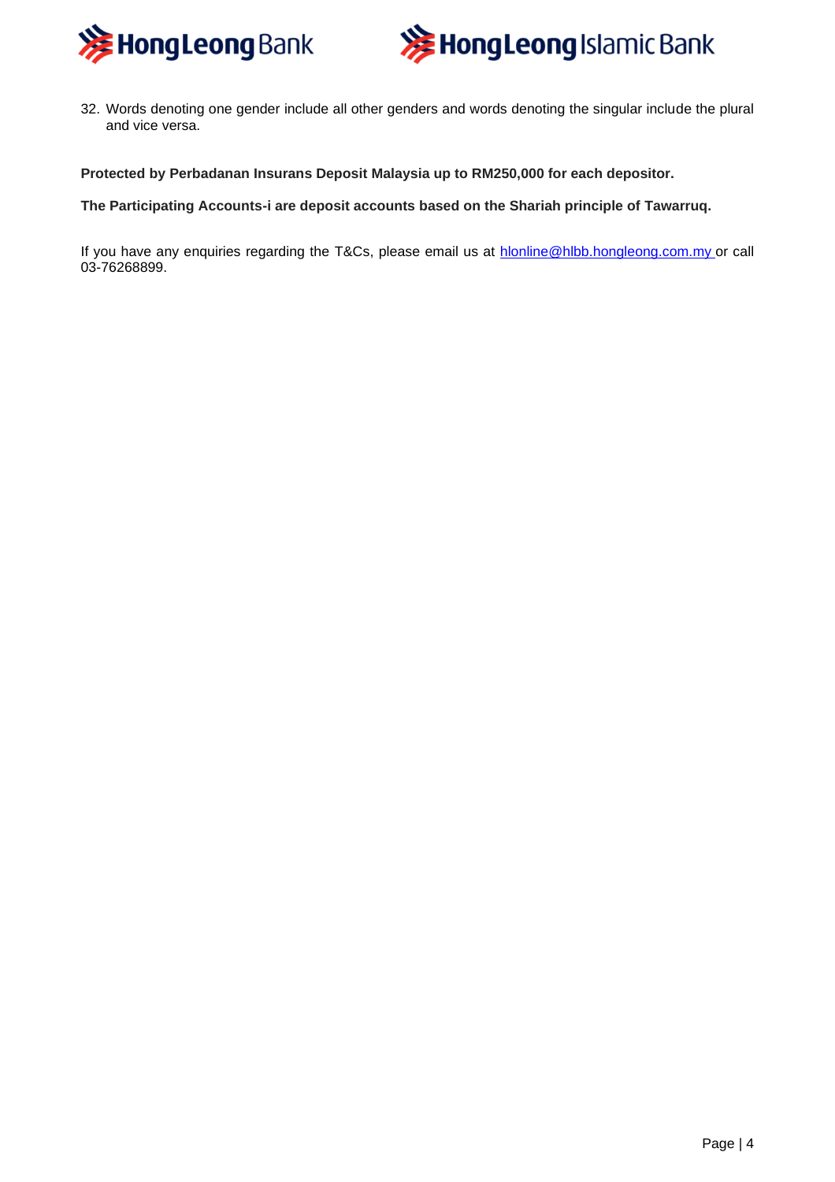32. Words denoting one gender include all other genders and words denoting the singular include the plural and vice versa.

**Protected by Perbadanan Insurans Deposit Malaysia up to RM250,000 for each depositor.**

**The Participating Accounts-i are deposit accounts based on the Shariah principle of Tawarruq.**

If you have any enquiries regarding the T&Cs, please email us at hlonline@hlbb.hongleong.com.my or call 03-76268899.